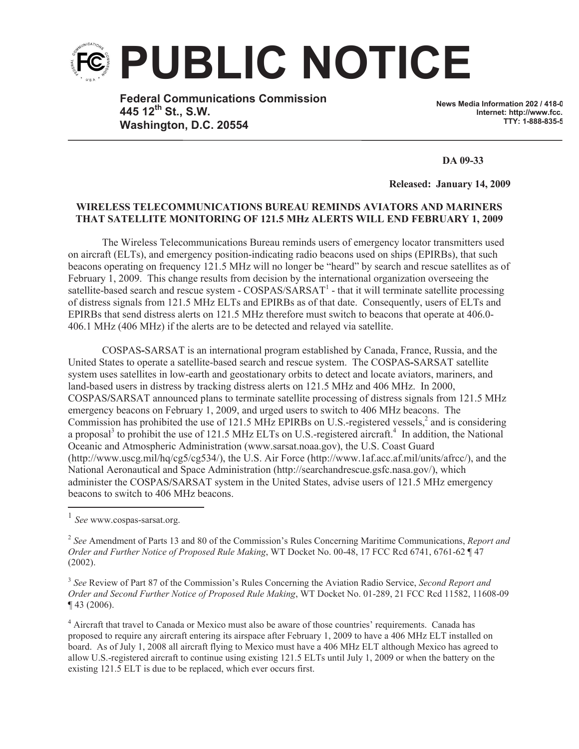# PUBLIC NOTICE

**Federal Communications Commission**
**445 12th St., S.W.**
**Washington, D.C. 20554**

**News Media Information 202 / 418-0**
**Internet: http://www.fcc.**
**TTY: 1-888-835-5**

**DA 09-33**

**Released: January 14, 2009**

**WIRELESS TELECOMMUNICATIONS BUREAU REMINDS AVIATORS AND MARINERS THAT SATELLITE MONITORING OF 121.5 MHz ALERTS WILL END FEBRUARY 1, 2009**

The Wireless Telecommunications Bureau reminds users of emergency locator transmitters used on aircraft (ELTs), and emergency position-indicating radio beacons used on ships (EPIRBs), that such beacons operating on frequency 121.5 MHz will no longer be "heard" by search and rescue satellites as of February 1, 2009. This change results from decision by the international organization overseeing the satellite-based search and rescue system - COSPAS/SARSAT[1] - that it will terminate satellite processing of distress signals from 121.5 MHz ELTs and EPIRBs as of that date. Consequently, users of ELTs and EPIRBs that send distress alerts on 121.5 MHz therefore must switch to beacons that operate at 406.0-406.1 MHz (406 MHz) if the alerts are to be detected and relayed via satellite.

COSPAS-SARSAT is an international program established by Canada, France, Russia, and the United States to operate a satellite-based search and rescue system. The COSPAS-SARSAT satellite system uses satellites in low-earth and geostationary orbits to detect and locate aviators, mariners, and land-based users in distress by tracking distress alerts on 121.5 MHz and 406 MHz. In 2000, COSPAS/SARSAT announced plans to terminate satellite processing of distress signals from 121.5 MHz emergency beacons on February 1, 2009, and urged users to switch to 406 MHz beacons. The Commission has prohibited the use of 121.5 MHz EPIRBs on U.S.-registered vessels,[2] and is considering a proposal[3] to prohibit the use of 121.5 MHz ELTs on U.S.-registered aircraft.[4] In addition, the National Oceanic and Atmospheric Administration (www.sarsat.noaa.gov), the U.S. Coast Guard (http://www.uscg.mil/hq/cg5/cg534/), the U.S. Air Force (http://www.1af.acc.af.mil/units/afrcc/), and the National Aeronautical and Space Administration (http://searchandrescue.gsfc.nasa.gov/), which administer the COSPAS/SARSAT system in the United States, advise users of 121.5 MHz emergency beacons to switch to 406 MHz beacons.

---

[1] *See* www.cospas-sarsat.org.

[2] *See* Amendment of Parts 13 and 80 of the Commission's Rules Concerning Maritime Communications, *Report and Order and Further Notice of Proposed Rule Making*, WT Docket No. 00-48, 17 FCC Rcd 6741, 6761-62 ¶ 47 (2002).

[3] *See* Review of Part 87 of the Commission's Rules Concerning the Aviation Radio Service, *Second Report and Order and Second Further Notice of Proposed Rule Making*, WT Docket No. 01-289, 21 FCC Rcd 11582, 11608-09 ¶ 43 (2006).

[4] Aircraft that travel to Canada or Mexico must also be aware of those countries' requirements. Canada has proposed to require any aircraft entering its airspace after February 1, 2009 to have a 406 MHz ELT installed on board. As of July 1, 2008 all aircraft flying to Mexico must have a 406 MHz ELT although Mexico has agreed to allow U.S.-registered aircraft to continue using existing 121.5 ELTs until July 1, 2009 or when the battery on the existing 121.5 ELT is due to be replaced, which ever occurs first.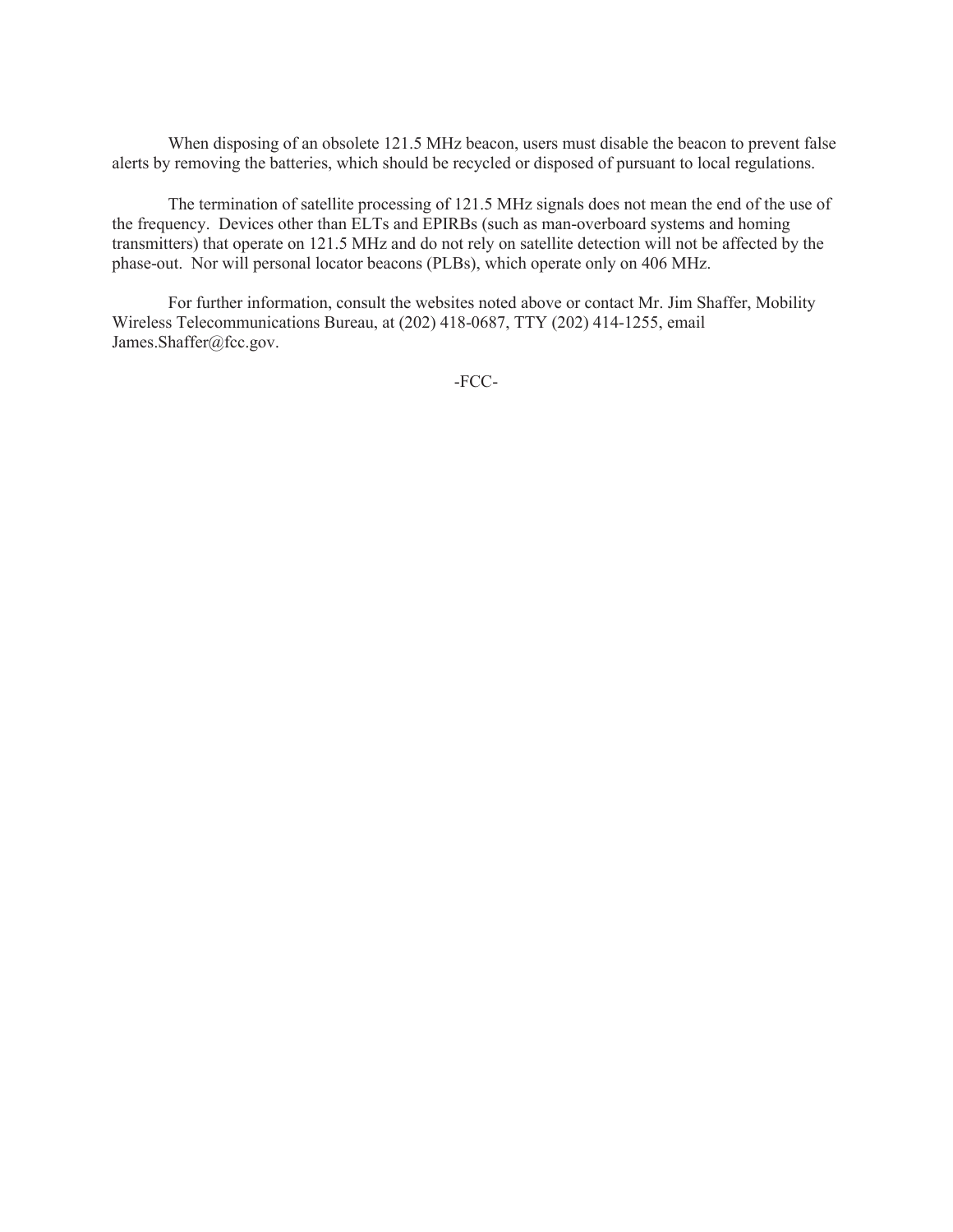When disposing of an obsolete 121.5 MHz beacon, users must disable the beacon to prevent false alerts by removing the batteries, which should be recycled or disposed of pursuant to local regulations.

The termination of satellite processing of 121.5 MHz signals does not mean the end of the use of the frequency. Devices other than ELTs and EPIRBs (such as man-overboard systems and homing transmitters) that operate on 121.5 MHz and do not rely on satellite detection will not be affected by the phase-out. Nor will personal locator beacons (PLBs), which operate only on 406 MHz.

For further information, consult the websites noted above or contact Mr. Jim Shaffer, Mobility Wireless Telecommunications Bureau, at (202) 418-0687, TTY (202) 414-1255, email James.Shaffer@fcc.gov.

-FCC-